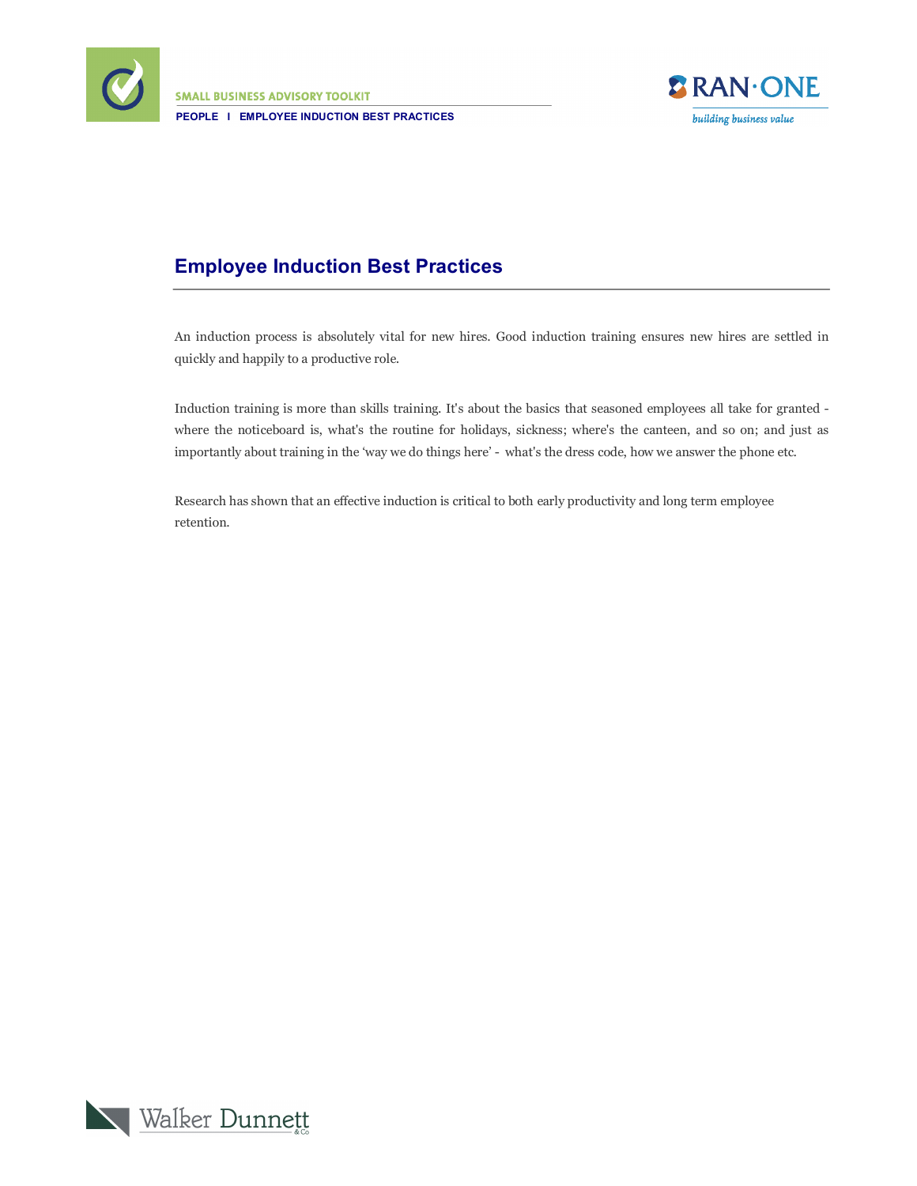# Employee Induction Best Practices

An induction process is absolutely vital for new hires. Good induction training ensures new hires are settled in quickly and happily to a productive role.

Induction training is more than skills training. It's about the basics that seasoned employees all take for granted - where the noticeboard is, what's the routine for holidays, sickness; where's the canteen, and so on; and just as importantly about training in the 'way we do things here' - what's the dress code, how we answer the phone etc.

Research has shown that an effective induction is critical to both early productivity and long term employee retention.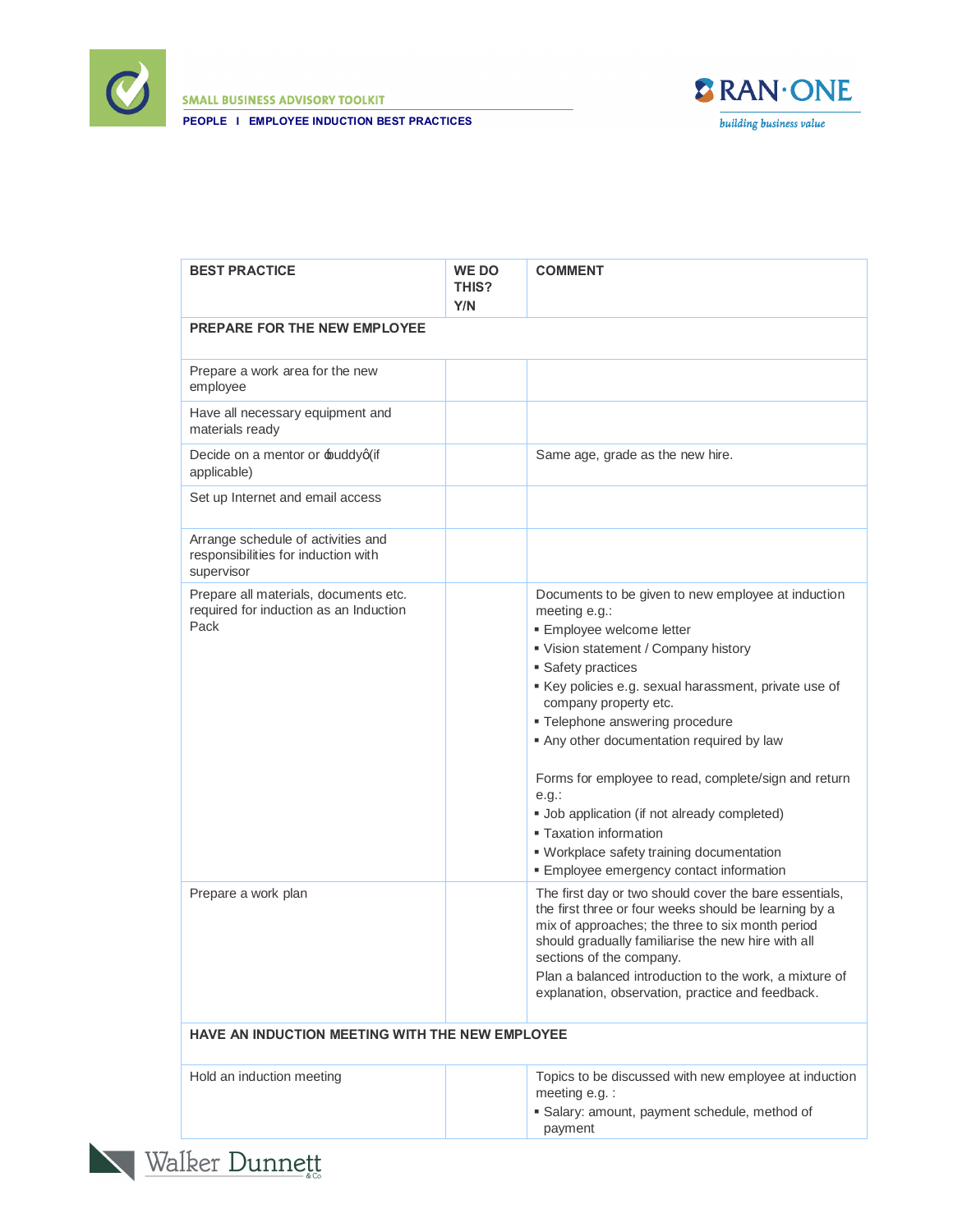| BEST PRACTICE | WE DO THIS? Y/N | COMMENT |
|---|---|---|
| **PREPARE FOR THE NEW EMPLOYEE** | | |
| Prepare a work area for the new employee | | |
| Have all necessary equipment and materials ready | | |
| Decide on a mentor or ‘buddy’ (if applicable) | | Same age, grade as the new hire. |
| Set up Internet and email access | | |
| Arrange schedule of activities and responsibilities for induction with supervisor | | |
| Prepare all materials, documents etc. required for induction as an Induction Pack | | Documents to be given to new employee at induction meeting e.g.:<br>▪ Employee welcome letter<br>▪ Vision statement / Company history<br>▪ Safety practices<br>▪ Key policies e.g. sexual harassment, private use of company property etc.<br>▪ Telephone answering procedure<br>▪ Any other documentation required by law<br><br>Forms for employee to read, complete/sign and return e.g.:<br>▪ Job application (if not already completed)<br>▪ Taxation information<br>▪ Workplace safety training documentation<br>▪ Employee emergency contact information |
| Prepare a work plan | | The first day or two should cover the bare essentials, the first three or four weeks should be learning by a mix of approaches; the three to six month period should gradually familiarise the new hire with all sections of the company.<br>Plan a balanced introduction to the work, a mixture of explanation, observation, practice and feedback. |
| **HAVE AN INDUCTION MEETING WITH THE NEW EMPLOYEE** | | |
| Hold an induction meeting | | Topics to be discussed with new employee at induction meeting e.g. :<br>▪ Salary: amount, payment schedule, method of payment |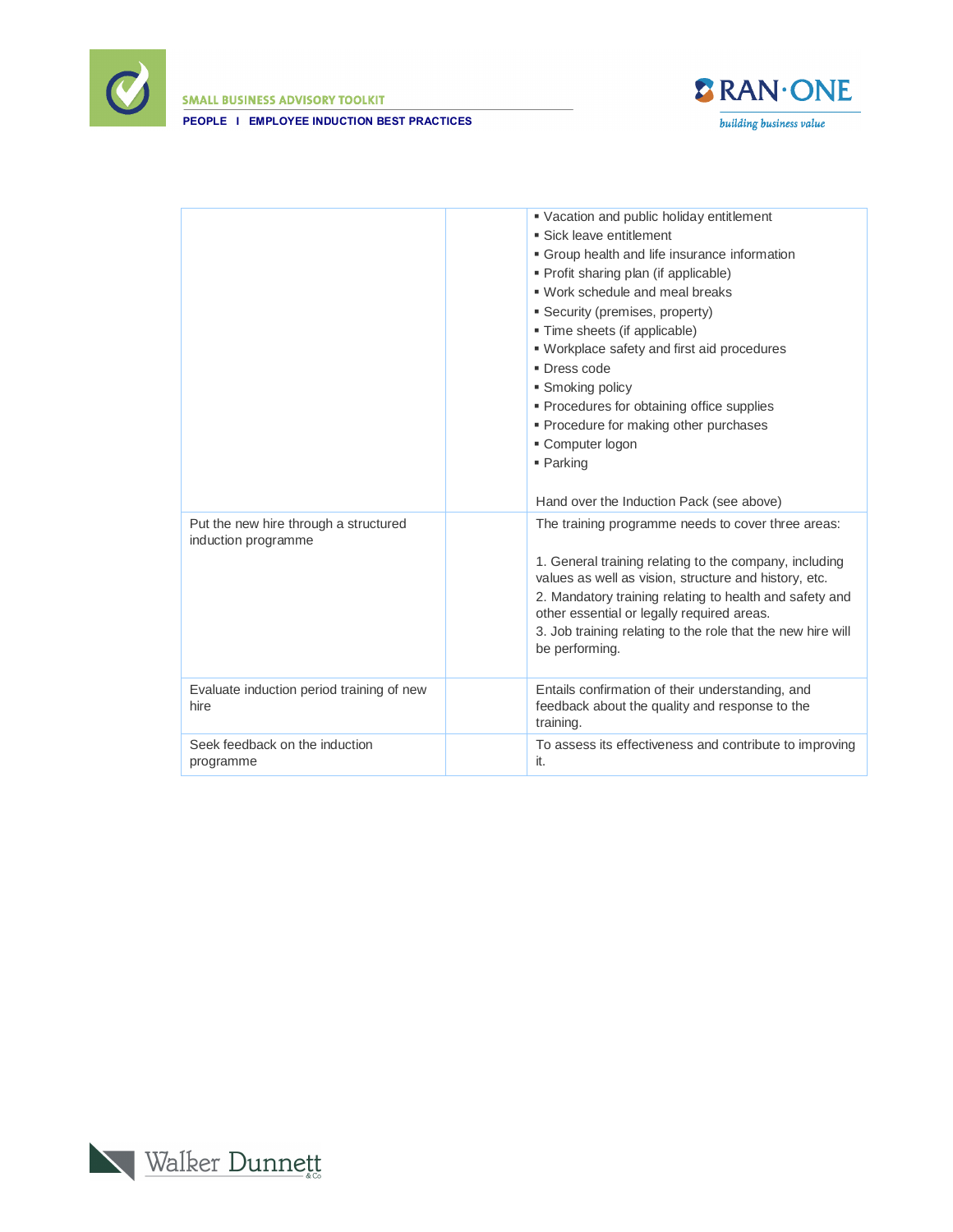| | | |
|---|---|---|
| | | ▪ Vacation and public holiday entitlement<br>▪ Sick leave entitlement<br>▪ Group health and life insurance information<br>▪ Profit sharing plan (if applicable)<br>▪ Work schedule and meal breaks<br>▪ Security (premises, property)<br>▪ Time sheets (if applicable)<br>▪ Workplace safety and first aid procedures<br>▪ Dress code<br>▪ Smoking policy<br>▪ Procedures for obtaining office supplies<br>▪ Procedure for making other purchases<br>▪ Computer logon<br>▪ Parking<br><br>Hand over the Induction Pack (see above) |
| Put the new hire through a structured induction programme | | The training programme needs to cover three areas:<br><br>1. General training relating to the company, including values as well as vision, structure and history, etc.<br>2. Mandatory training relating to health and safety and other essential or legally required areas.<br>3. Job training relating to the role that the new hire will be performing. |
| Evaluate induction period training of new hire | | Entails confirmation of their understanding, and feedback about the quality and response to the training. |
| Seek feedback on the induction programme | | To assess its effectiveness and contribute to improving it. |